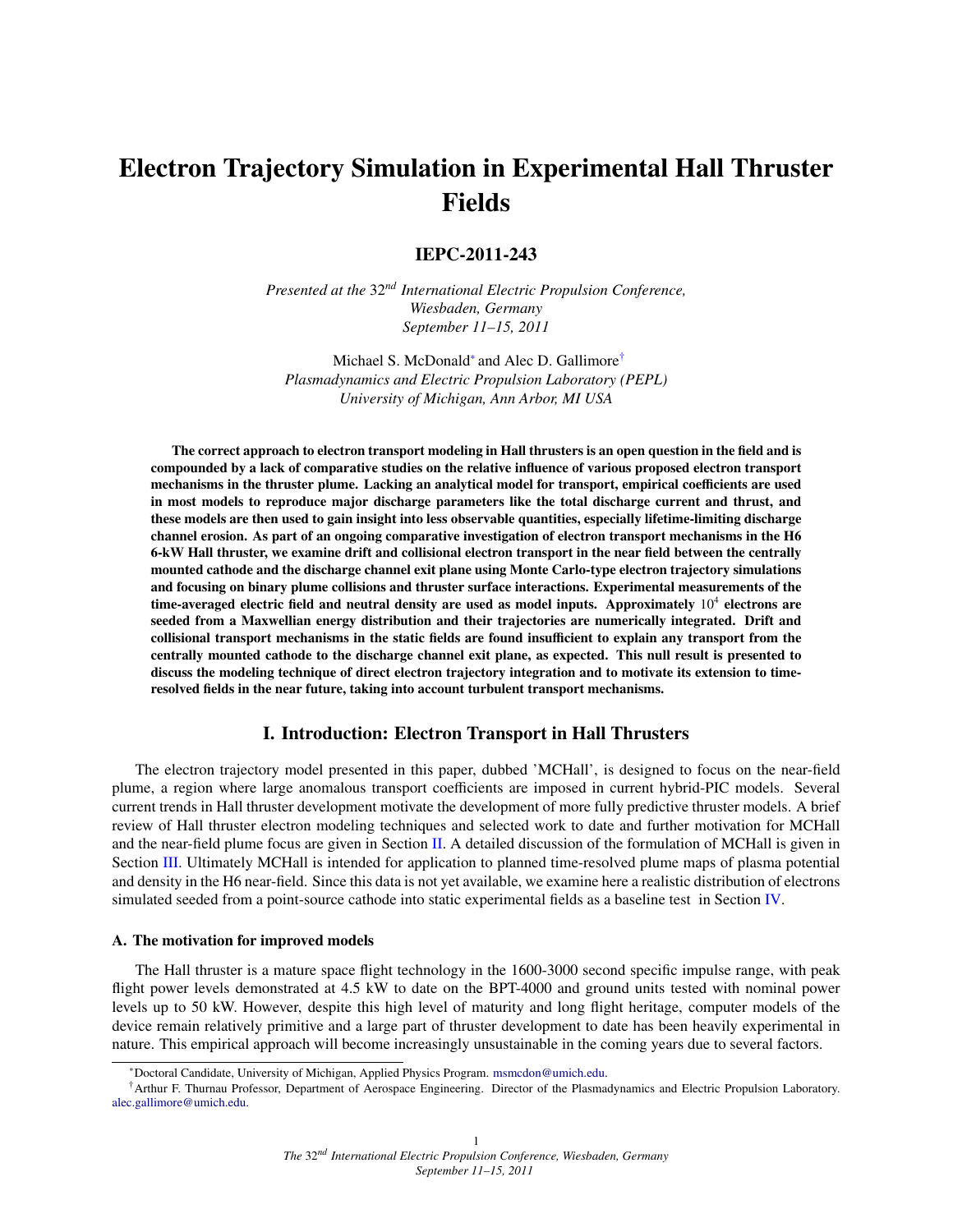# Electron Trajectory Simulation in Experimental Hall Thruster Fields

## IEPC-2011-243

*Presented at the 32nd International Electric Propulsion Conference, Wiesbaden, Germany September 11–15, 2011*

Michael S. McDonald[*] and Alec D. Gallimore[†]
*Plasmadynamics and Electric Propulsion Laboratory (PEPL) University of Michigan, Ann Arbor, MI USA*

**The correct approach to electron transport modeling in Hall thrusters is an open question in the field and is compounded by a lack of comparative studies on the relative influence of various proposed electron transport mechanisms in the thruster plume. Lacking an analytical model for transport, empirical coefficients are used in most models to reproduce major discharge parameters like the total discharge current and thrust, and these models are then used to gain insight into less observable quantities, especially lifetime-limiting discharge channel erosion. As part of an ongoing comparative investigation of electron transport mechanisms in the H6 6-kW Hall thruster, we examine drift and collisional electron transport in the near field between the centrally mounted cathode and the discharge channel exit plane using Monte Carlo-type electron trajectory simulations and focusing on binary plume collisions and thruster surface interactions. Experimental measurements of the time-averaged electric field and neutral density are used as model inputs. Approximately $10^4$ electrons are seeded from a Maxwellian energy distribution and their trajectories are numerically integrated. Drift and collisional transport mechanisms in the static fields are found insufficient to explain any transport from the centrally mounted cathode to the discharge channel exit plane, as expected. This null result is presented to discuss the modeling technique of direct electron trajectory integration and to motivate its extension to time-resolved fields in the near future, taking into account turbulent transport mechanisms.**

## I. Introduction: Electron Transport in Hall Thrusters

The electron trajectory model presented in this paper, dubbed 'MCHall', is designed to focus on the near-field plume, a region where large anomalous transport coefficients are imposed in current hybrid-PIC models. Several current trends in Hall thruster development motivate the development of more fully predictive thruster models. A brief review of Hall thruster electron modeling techniques and selected work to date and further motivation for MCHall and the near-field plume focus are given in Section II. A detailed discussion of the formulation of MCHall is given in Section III. Ultimately MCHall is intended for application to planned time-resolved plume maps of plasma potential and density in the H6 near-field. Since this data is not yet available, we examine here a realistic distribution of electrons simulated seeded from a point-source cathode into static experimental fields as a baseline test in Section IV.

### A. The motivation for improved models

The Hall thruster is a mature space flight technology in the 1600-3000 second specific impulse range, with peak flight power levels demonstrated at 4.5 kW to date on the BPT-4000 and ground units tested with nominal power levels up to 50 kW. However, despite this high level of maturity and long flight heritage, computer models of the device remain relatively primitive and a large part of thruster development to date has been heavily experimental in nature. This empirical approach will become increasingly unsustainable in the coming years due to several factors.

[*] Doctoral Candidate, University of Michigan, Applied Physics Program. msmcdon@umich.edu.

[†] Arthur F. Thurnau Professor, Department of Aerospace Engineering. Director of the Plasmadynamics and Electric Propulsion Laboratory. alec.gallimore@umich.edu.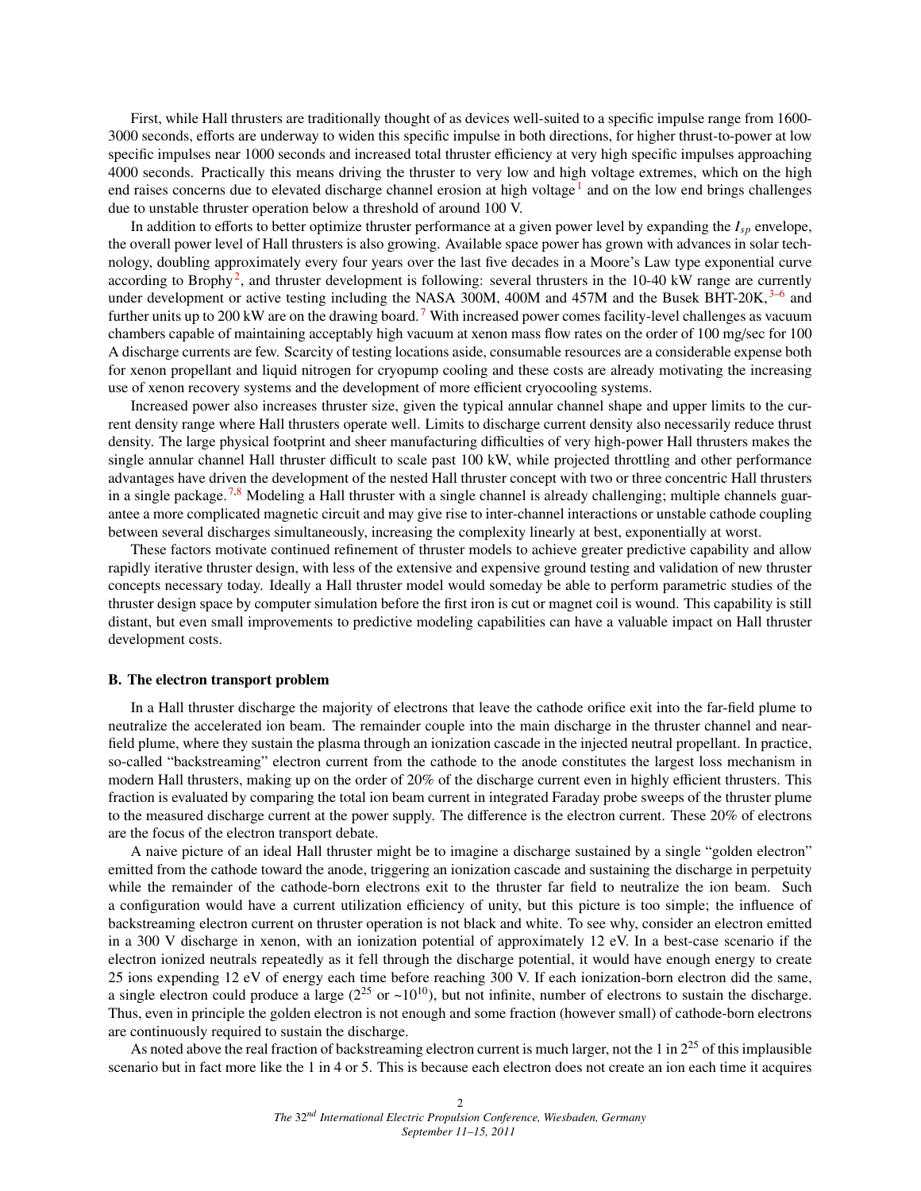First, while Hall thrusters are traditionally thought of as devices well-suited to a specific impulse range from 1600-3000 seconds, efforts are underway to widen this specific impulse in both directions, for higher thrust-to-power at low specific impulses near 1000 seconds and increased total thruster efficiency at very high specific impulses approaching 4000 seconds. Practically this means driving the thruster to very low and high voltage extremes, which on the high end raises concerns due to elevated discharge channel erosion at high voltage[1] and on the low end brings challenges due to unstable thruster operation below a threshold of around 100 V.

In addition to efforts to better optimize thruster performance at a given power level by expanding the $I_{sp}$ envelope, the overall power level of Hall thrusters is also growing. Available space power has grown with advances in solar technology, doubling approximately every four years over the last five decades in a Moore's Law type exponential curve according to Brophy[2], and thruster development is following: several thrusters in the 10-40 kW range are currently under development or active testing including the NASA 300M, 400M and 457M and the Busek BHT-20K,[3–6] and further units up to 200 kW are on the drawing board.[7] With increased power comes facility-level challenges as vacuum chambers capable of maintaining acceptably high vacuum at xenon mass flow rates on the order of 100 mg/sec for 100 A discharge currents are few. Scarcity of testing locations aside, consumable resources are a considerable expense both for xenon propellant and liquid nitrogen for cryopump cooling and these costs are already motivating the increasing use of xenon recovery systems and the development of more efficient cryocooling systems.

Increased power also increases thruster size, given the typical annular channel shape and upper limits to the current density range where Hall thrusters operate well. Limits to discharge current density also necessarily reduce thrust density. The large physical footprint and sheer manufacturing difficulties of very high-power Hall thrusters makes the single annular channel Hall thruster difficult to scale past 100 kW, while projected throttling and other performance advantages have driven the development of the nested Hall thruster concept with two or three concentric Hall thrusters in a single package.[7,8] Modeling a Hall thruster with a single channel is already challenging; multiple channels guarantee a more complicated magnetic circuit and may give rise to inter-channel interactions or unstable cathode coupling between several discharges simultaneously, increasing the complexity linearly at best, exponentially at worst.

These factors motivate continued refinement of thruster models to achieve greater predictive capability and allow rapidly iterative thruster design, with less of the extensive and expensive ground testing and validation of new thruster concepts necessary today. Ideally a Hall thruster model would someday be able to perform parametric studies of the thruster design space by computer simulation before the first iron is cut or magnet coil is wound. This capability is still distant, but even small improvements to predictive modeling capabilities can have a valuable impact on Hall thruster development costs.

### B. The electron transport problem

In a Hall thruster discharge the majority of electrons that leave the cathode orifice exit into the far-field plume to neutralize the accelerated ion beam. The remainder couple into the main discharge in the thruster channel and near-field plume, where they sustain the plasma through an ionization cascade in the injected neutral propellant. In practice, so-called "backstreaming" electron current from the cathode to the anode constitutes the largest loss mechanism in modern Hall thrusters, making up on the order of 20% of the discharge current even in highly efficient thrusters. This fraction is evaluated by comparing the total ion beam current in integrated Faraday probe sweeps of the thruster plume to the measured discharge current at the power supply. The difference is the electron current. These 20% of electrons are the focus of the electron transport debate.

A naive picture of an ideal Hall thruster might be to imagine a discharge sustained by a single "golden electron" emitted from the cathode toward the anode, triggering an ionization cascade and sustaining the discharge in perpetuity while the remainder of the cathode-born electrons exit to the thruster far field to neutralize the ion beam. Such a configuration would have a current utilization efficiency of unity, but this picture is too simple; the influence of backstreaming electron current on thruster operation is not black and white. To see why, consider an electron emitted in a 300 V discharge in xenon, with an ionization potential of approximately 12 eV. In a best-case scenario if the electron ionized neutrals repeatedly as it fell through the discharge potential, it would have enough energy to create 25 ions expending 12 eV of energy each time before reaching 300 V. If each ionization-born electron did the same, a single electron could produce a large ($2^{25}$ or ~$10^{10}$), but not infinite, number of electrons to sustain the discharge. Thus, even in principle the golden electron is not enough and some fraction (however small) of cathode-born electrons are continuously required to sustain the discharge.

As noted above the real fraction of backstreaming electron current is much larger, not the 1 in $2^{25}$ of this implausible scenario but in fact more like the 1 in 4 or 5. This is because each electron does not create an ion each time it acquires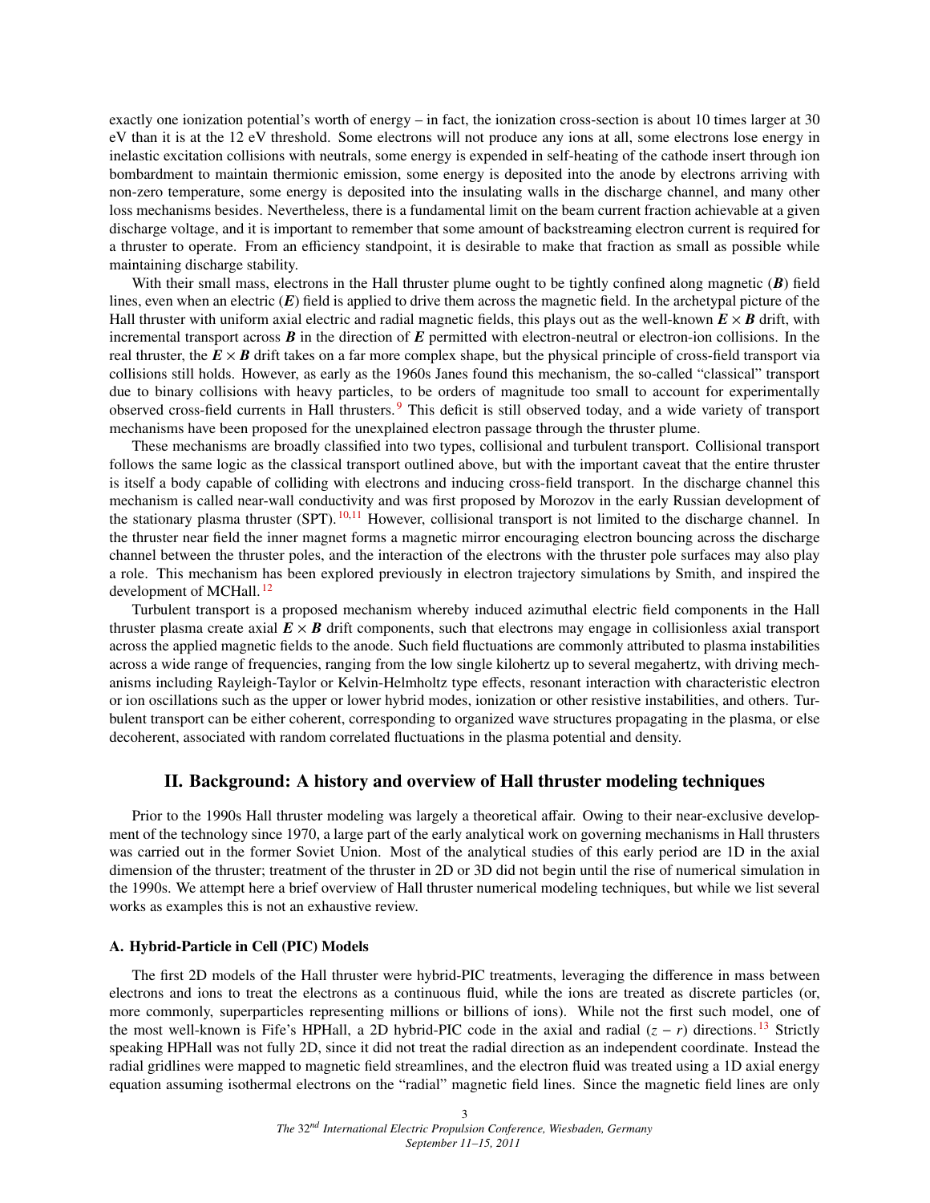exactly one ionization potential's worth of energy – in fact, the ionization cross-section is about 10 times larger at 30 eV than it is at the 12 eV threshold. Some electrons will not produce any ions at all, some electrons lose energy in inelastic excitation collisions with neutrals, some energy is expended in self-heating of the cathode insert through ion bombardment to maintain thermionic emission, some energy is deposited into the anode by electrons arriving with non-zero temperature, some energy is deposited into the insulating walls in the discharge channel, and many other loss mechanisms besides. Nevertheless, there is a fundamental limit on the beam current fraction achievable at a given discharge voltage, and it is important to remember that some amount of backstreaming electron current is required for a thruster to operate. From an efficiency standpoint, it is desirable to make that fraction as small as possible while maintaining discharge stability.

With their small mass, electrons in the Hall thruster plume ought to be tightly confined along magnetic ($\boldsymbol{B}$) field lines, even when an electric ($\boldsymbol{E}$) field is applied to drive them across the magnetic field. In the archetypal picture of the Hall thruster with uniform axial electric and radial magnetic fields, this plays out as the well-known $\boldsymbol{E} \times \boldsymbol{B}$ drift, with incremental transport across $\boldsymbol{B}$ in the direction of $\boldsymbol{E}$ permitted with electron-neutral or electron-ion collisions. In the real thruster, the $\boldsymbol{E} \times \boldsymbol{B}$ drift takes on a far more complex shape, but the physical principle of cross-field transport via collisions still holds. However, as early as the 1960s Janes found this mechanism, the so-called "classical" transport due to binary collisions with heavy particles, to be orders of magnitude too small to account for experimentally observed cross-field currents in Hall thrusters.[9] This deficit is still observed today, and a wide variety of transport mechanisms have been proposed for the unexplained electron passage through the thruster plume.

These mechanisms are broadly classified into two types, collisional and turbulent transport. Collisional transport follows the same logic as the classical transport outlined above, but with the important caveat that the entire thruster is itself a body capable of colliding with electrons and inducing cross-field transport. In the discharge channel this mechanism is called near-wall conductivity and was first proposed by Morozov in the early Russian development of the stationary plasma thruster (SPT).[10,11] However, collisional transport is not limited to the discharge channel. In the thruster near field the inner magnet forms a magnetic mirror encouraging electron bouncing across the discharge channel between the thruster poles, and the interaction of the electrons with the thruster pole surfaces may also play a role. This mechanism has been explored previously in electron trajectory simulations by Smith, and inspired the development of MCHall.[12]

Turbulent transport is a proposed mechanism whereby induced azimuthal electric field components in the Hall thruster plasma create axial $\boldsymbol{E} \times \boldsymbol{B}$ drift components, such that electrons may engage in collisionless axial transport across the applied magnetic fields to the anode. Such field fluctuations are commonly attributed to plasma instabilities across a wide range of frequencies, ranging from the low single kilohertz up to several megahertz, with driving mechanisms including Rayleigh-Taylor or Kelvin-Helmholtz type effects, resonant interaction with characteristic electron or ion oscillations such as the upper or lower hybrid modes, ionization or other resistive instabilities, and others. Turbulent transport can be either coherent, corresponding to organized wave structures propagating in the plasma, or else decoherent, associated with random correlated fluctuations in the plasma potential and density.

## II. Background: A history and overview of Hall thruster modeling techniques

Prior to the 1990s Hall thruster modeling was largely a theoretical affair. Owing to their near-exclusive development of the technology since 1970, a large part of the early analytical work on governing mechanisms in Hall thrusters was carried out in the former Soviet Union. Most of the analytical studies of this early period are 1D in the axial dimension of the thruster; treatment of the thruster in 2D or 3D did not begin until the rise of numerical simulation in the 1990s. We attempt here a brief overview of Hall thruster numerical modeling techniques, but while we list several works as examples this is not an exhaustive review.

### A. Hybrid-Particle in Cell (PIC) Models

The first 2D models of the Hall thruster were hybrid-PIC treatments, leveraging the difference in mass between electrons and ions to treat the electrons as a continuous fluid, while the ions are treated as discrete particles (or, more commonly, superparticles representing millions or billions of ions). While not the first such model, one of the most well-known is Fife's HPHall, a 2D hybrid-PIC code in the axial and radial ($z - r$) directions.[13] Strictly speaking HPHall was not fully 2D, since it did not treat the radial direction as an independent coordinate. Instead the radial gridlines were mapped to magnetic field streamlines, and the electron fluid was treated using a 1D axial energy equation assuming isothermal electrons on the "radial" magnetic field lines. Since the magnetic field lines are only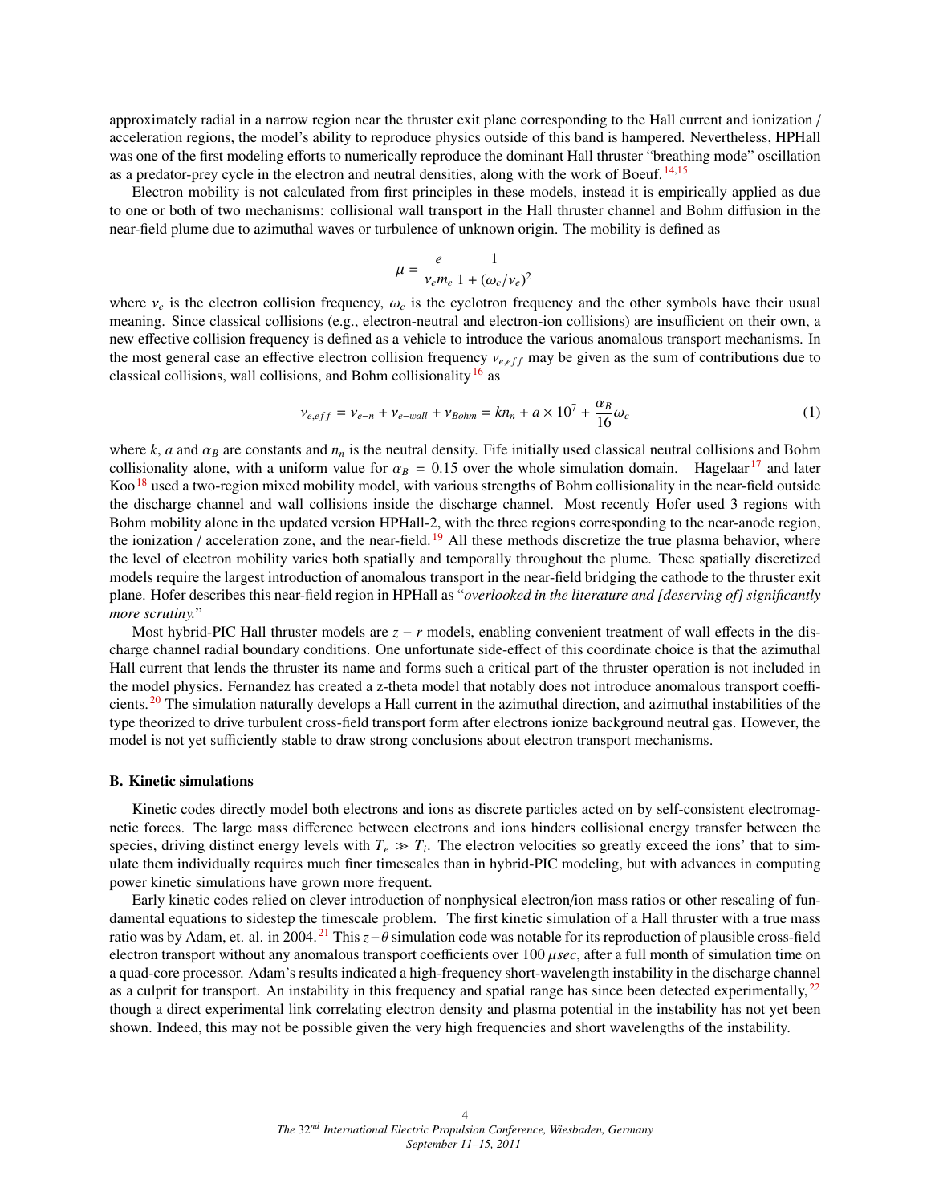approximately radial in a narrow region near the thruster exit plane corresponding to the Hall current and ionization / acceleration regions, the model's ability to reproduce physics outside of this band is hampered. Nevertheless, HPHall was one of the first modeling efforts to numerically reproduce the dominant Hall thruster "breathing mode" oscillation as a predator-prey cycle in the electron and neutral densities, along with the work of Boeuf.[14,15]

Electron mobility is not calculated from first principles in these models, instead it is empirically applied as due to one or both of two mechanisms: collisional wall transport in the Hall thruster channel and Bohm diffusion in the near-field plume due to azimuthal waves or turbulence of unknown origin. The mobility is defined as

$$\mu = \frac{e}{\nu_e m_e} \frac{1}{1 + (\omega_c/\nu_e)^2}$$

where $\nu_e$ is the electron collision frequency, $\omega_c$ is the cyclotron frequency and the other symbols have their usual meaning. Since classical collisions (e.g., electron-neutral and electron-ion collisions) are insufficient on their own, a new effective collision frequency is defined as a vehicle to introduce the various anomalous transport mechanisms. In the most general case an effective electron collision frequency $\nu_{e,eff}$ may be given as the sum of contributions due to classical collisions, wall collisions, and Bohm collisionality[16] as

$$\nu_{e,eff} = \nu_{e-n} + \nu_{e-wall} + \nu_{Bohm} = kn_n + a \times 10^7 + \frac{\alpha_B}{16}\omega_c \tag{1}$$

where $k$, $a$ and $\alpha_B$ are constants and $n_n$ is the neutral density. Fife initially used classical neutral collisions and Bohm collisionality alone, with a uniform value for $\alpha_B = 0.15$ over the whole simulation domain. Hagelaar[17] and later Koo[18] used a two-region mixed mobility model, with various strengths of Bohm collisionality in the near-field outside the discharge channel and wall collisions inside the discharge channel. Most recently Hofer used 3 regions with Bohm mobility alone in the updated version HPHall-2, with the three regions corresponding to the near-anode region, the ionization / acceleration zone, and the near-field.[19] All these methods discretize the true plasma behavior, where the level of electron mobility varies both spatially and temporally throughout the plume. These spatially discretized models require the largest introduction of anomalous transport in the near-field bridging the cathode to the thruster exit plane. Hofer describes this near-field region in HPHall as "*overlooked in the literature and [deserving of] significantly more scrutiny.*"

Most hybrid-PIC Hall thruster models are $z - r$ models, enabling convenient treatment of wall effects in the discharge channel radial boundary conditions. One unfortunate side-effect of this coordinate choice is that the azimuthal Hall current that lends the thruster its name and forms such a critical part of the thruster operation is not included in the model physics. Fernandez has created a z-theta model that notably does not introduce anomalous transport coefficients.[20] The simulation naturally develops a Hall current in the azimuthal direction, and azimuthal instabilities of the type theorized to drive turbulent cross-field transport form after electrons ionize background neutral gas. However, the model is not yet sufficiently stable to draw strong conclusions about electron transport mechanisms.

### B. Kinetic simulations

Kinetic codes directly model both electrons and ions as discrete particles acted on by self-consistent electromagnetic forces. The large mass difference between electrons and ions hinders collisional energy transfer between the species, driving distinct energy levels with $T_e \gg T_i$. The electron velocities so greatly exceed the ions' that to simulate them individually requires much finer timescales than in hybrid-PIC modeling, but with advances in computing power kinetic simulations have grown more frequent.

Early kinetic codes relied on clever introduction of nonphysical electron/ion mass ratios or other rescaling of fundamental equations to sidestep the timescale problem. The first kinetic simulation of a Hall thruster with a true mass ratio was by Adam, et. al. in 2004.[21] This $z - \theta$ simulation code was notable for its reproduction of plausible cross-field electron transport without any anomalous transport coefficients over 100 $\mu sec$, after a full month of simulation time on a quad-core processor. Adam's results indicated a high-frequency short-wavelength instability in the discharge channel as a culprit for transport. An instability in this frequency and spatial range has since been detected experimentally,[22] though a direct experimental link correlating electron density and plasma potential in the instability has not yet been shown. Indeed, this may not be possible given the very high frequencies and short wavelengths of the instability.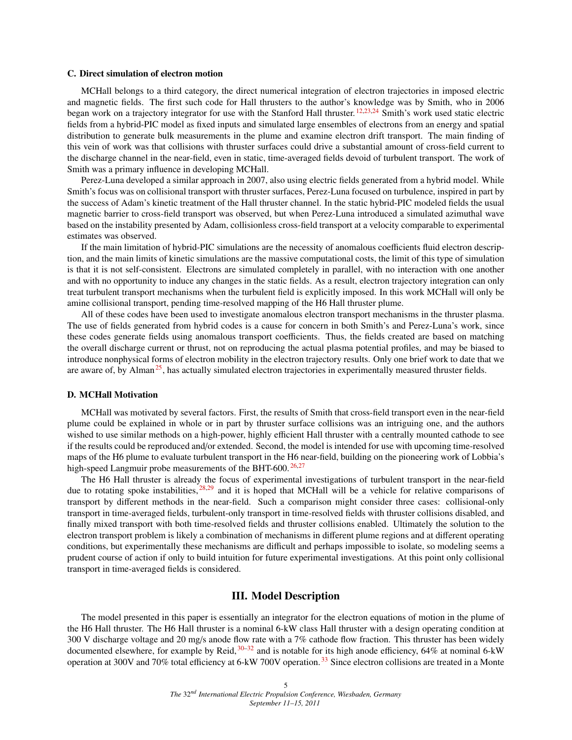### C. Direct simulation of electron motion

MCHall belongs to a third category, the direct numerical integration of electron trajectories in imposed electric and magnetic fields. The first such code for Hall thrusters to the author's knowledge was by Smith, who in 2006 began work on a trajectory integrator for use with the Stanford Hall thruster.[12,23,24] Smith's work used static electric fields from a hybrid-PIC model as fixed inputs and simulated large ensembles of electrons from an energy and spatial distribution to generate bulk measurements in the plume and examine electron drift transport. The main finding of this vein of work was that collisions with thruster surfaces could drive a substantial amount of cross-field current to the discharge channel in the near-field, even in static, time-averaged fields devoid of turbulent transport. The work of Smith was a primary influence in developing MCHall.

Perez-Luna developed a similar approach in 2007, also using electric fields generated from a hybrid model. While Smith's focus was on collisional transport with thruster surfaces, Perez-Luna focused on turbulence, inspired in part by the success of Adam's kinetic treatment of the Hall thruster channel. In the static hybrid-PIC modeled fields the usual magnetic barrier to cross-field transport was observed, but when Perez-Luna introduced a simulated azimuthal wave based on the instability presented by Adam, collisionless cross-field transport at a velocity comparable to experimental estimates was observed.

If the main limitation of hybrid-PIC simulations are the necessity of anomalous coefficients fluid electron description, and the main limits of kinetic simulations are the massive computational costs, the limit of this type of simulation is that it is not self-consistent. Electrons are simulated completely in parallel, with no interaction with one another and with no opportunity to induce any changes in the static fields. As a result, electron trajectory integration can only treat turbulent transport mechanisms when the turbulent field is explicitly imposed. In this work MCHall will only be amine collisional transport, pending time-resolved mapping of the H6 Hall thruster plume.

All of these codes have been used to investigate anomalous electron transport mechanisms in the thruster plasma. The use of fields generated from hybrid codes is a cause for concern in both Smith's and Perez-Luna's work, since these codes generate fields using anomalous transport coefficients. Thus, the fields created are based on matching the overall discharge current or thrust, not on reproducing the actual plasma potential profiles, and may be biased to introduce nonphysical forms of electron mobility in the electron trajectory results. Only one brief work to date that we are aware of, by Alman[25], has actually simulated electron trajectories in experimentally measured thruster fields.

### D. MCHall Motivation

MCHall was motivated by several factors. First, the results of Smith that cross-field transport even in the near-field plume could be explained in whole or in part by thruster surface collisions was an intriguing one, and the authors wished to use similar methods on a high-power, highly efficient Hall thruster with a centrally mounted cathode to see if the results could be reproduced and/or extended. Second, the model is intended for use with upcoming time-resolved maps of the H6 plume to evaluate turbulent transport in the H6 near-field, building on the pioneering work of Lobbia's high-speed Langmuir probe measurements of the BHT-600.[26,27]

The H6 Hall thruster is already the focus of experimental investigations of turbulent transport in the near-field due to rotating spoke instabilities,[28,29] and it is hoped that MCHall will be a vehicle for relative comparisons of transport by different methods in the near-field. Such a comparison might consider three cases: collisional-only transport in time-averaged fields, turbulent-only transport in time-resolved fields with thruster collisions disabled, and finally mixed transport with both time-resolved fields and thruster collisions enabled. Ultimately the solution to the electron transport problem is likely a combination of mechanisms in different plume regions and at different operating conditions, but experimentally these mechanisms are difficult and perhaps impossible to isolate, so modeling seems a prudent course of action if only to build intuition for future experimental investigations. At this point only collisional transport in time-averaged fields is considered.

## III. Model Description

The model presented in this paper is essentially an integrator for the electron equations of motion in the plume of the H6 Hall thruster. The H6 Hall thruster is a nominal 6-kW class Hall thruster with a design operating condition at 300 V discharge voltage and 20 mg/s anode flow rate with a 7% cathode flow fraction. This thruster has been widely documented elsewhere, for example by Reid,[30–32] and is notable for its high anode efficiency, 64% at nominal 6-kW operation at 300V and 70% total efficiency at 6-kW 700V operation.[33] Since electron collisions are treated in a Monte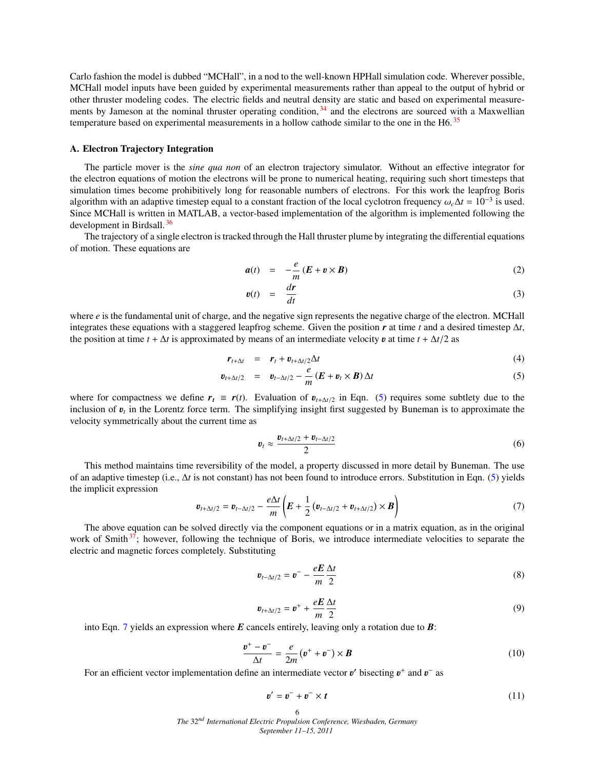Carlo fashion the model is dubbed "MCHall", in a nod to the well-known HPHall simulation code. Wherever possible, MCHall model inputs have been guided by experimental measurements rather than appeal to the output of hybrid or other thruster modeling codes. The electric fields and neutral density are static and based on experimental measurements by Jameson at the nominal thruster operating condition,[34] and the electrons are sourced with a Maxwellian temperature based on experimental measurements in a hollow cathode similar to the one in the H6.[35]

### A. Electron Trajectory Integration

The particle mover is the *sine qua non* of an electron trajectory simulator. Without an effective integrator for the electron equations of motion the electrons will be prone to numerical heating, requiring such short timesteps that simulation times become prohibitively long for reasonable numbers of electrons. For this work the leapfrog Boris algorithm with an adaptive timestep equal to a constant fraction of the local cyclotron frequency $\omega_c \Delta t = 10^{-3}$ is used. Since MCHall is written in MATLAB, a vector-based implementation of the algorithm is implemented following the development in Birdsall.[36]

The trajectory of a single electron is tracked through the Hall thruster plume by integrating the differential equations of motion. These equations are

$$\boldsymbol{a}(t) = -\frac{e}{m}\left(\boldsymbol{E} + \boldsymbol{v} \times \boldsymbol{B}\right) \tag{2}$$

$$\boldsymbol{v}(t) = \frac{d\boldsymbol{r}}{dt} \tag{3}$$

where $e$ is the fundamental unit of charge, and the negative sign represents the negative charge of the electron. MCHall integrates these equations with a staggered leapfrog scheme. Given the position $\boldsymbol{r}$ at time $t$ and a desired timestep $\Delta t$, the position at time $t + \Delta t$ is approximated by means of an intermediate velocity $\boldsymbol{v}$ at time $t + \Delta t/2$ as

$$\boldsymbol{r}_{t+\Delta t} = \boldsymbol{r}_t + \boldsymbol{v}_{t+\Delta t/2}\Delta t \tag{4}$$

$$\boldsymbol{v}_{t+\Delta t/2} = \boldsymbol{v}_{t-\Delta t/2} - \frac{e}{m}\left(\boldsymbol{E} + \boldsymbol{v}_t \times \boldsymbol{B}\right)\Delta t \tag{5}$$

where for compactness we define $\boldsymbol{r}_t \equiv \boldsymbol{r}(t)$. Evaluation of $\boldsymbol{v}_{t+\Delta t/2}$ in Eqn. (5) requires some subtlety due to the inclusion of $\boldsymbol{v}_t$ in the Lorentz force term. The simplifying insight first suggested by Buneman is to approximate the velocity symmetrically about the current time as

$$\boldsymbol{v}_t \approx \frac{\boldsymbol{v}_{t+\Delta t/2} + \boldsymbol{v}_{t-\Delta t/2}}{2} \tag{6}$$

This method maintains time reversibility of the model, a property discussed in more detail by Buneman. The use of an adaptive timestep (i.e., $\Delta t$ is not constant) has not been found to introduce errors. Substitution in Eqn. (5) yields the implicit expression

$$\boldsymbol{v}_{t+\Delta t/2} = \boldsymbol{v}_{t-\Delta t/2} - \frac{e\Delta t}{m}\left(\boldsymbol{E} + \frac{1}{2}\left(\boldsymbol{v}_{t-\Delta t/2} + \boldsymbol{v}_{t+\Delta t/2}\right) \times \boldsymbol{B}\right) \tag{7}$$

The above equation can be solved directly via the component equations or in a matrix equation, as in the original work of Smith[37]; however, following the technique of Boris, we introduce intermediate velocities to separate the electric and magnetic forces completely. Substituting

$$\boldsymbol{v}_{t-\Delta t/2} = \boldsymbol{v}^- - \frac{e\boldsymbol{E}}{m}\frac{\Delta t}{2} \tag{8}$$

$$\boldsymbol{v}_{t+\Delta t/2} = \boldsymbol{v}^+ + \frac{e\boldsymbol{E}}{m}\frac{\Delta t}{2} \tag{9}$$

into Eqn. 7 yields an expression where $\boldsymbol{E}$ cancels entirely, leaving only a rotation due to $\boldsymbol{B}$:

$$\frac{\boldsymbol{v}^+ - \boldsymbol{v}^-}{\Delta t} = \frac{e}{2m}\left(\boldsymbol{v}^+ + \boldsymbol{v}^-\right) \times \boldsymbol{B} \tag{10}$$

For an efficient vector implementation define an intermediate vector $\boldsymbol{v}'$ bisecting $\boldsymbol{v}^+$ and $\boldsymbol{v}^-$ as

$$\boldsymbol{v}' = \boldsymbol{v}^- + \boldsymbol{v}^- \times \boldsymbol{t} \tag{11}$$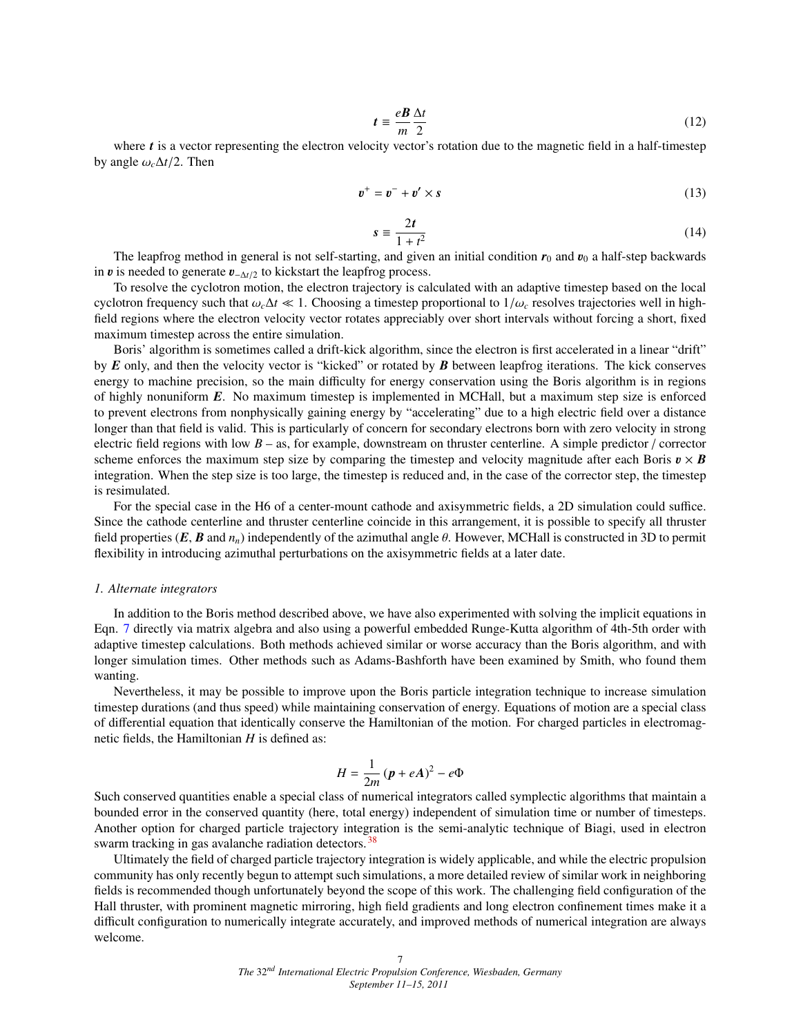$$
\boldsymbol{t} \equiv \frac{e\boldsymbol{B}}{m}\frac{\Delta t}{2} \tag{12}
$$

where $\boldsymbol{t}$ is a vector representing the electron velocity vector's rotation due to the magnetic field in a half-timestep by angle $\omega_c \Delta t/2$. Then

$$
\boldsymbol{v}^{+} = \boldsymbol{v}^{-} + \boldsymbol{v}' \times \boldsymbol{s} \tag{13}
$$

$$
\boldsymbol{s} \equiv \frac{2\boldsymbol{t}}{1 + t^2} \tag{14}
$$

The leapfrog method in general is not self-starting, and given an initial condition $\boldsymbol{r}_0$ and $\boldsymbol{v}_0$ a half-step backwards in $\boldsymbol{v}$ is needed to generate $\boldsymbol{v}_{-\Delta t/2}$ to kickstart the leapfrog process.

To resolve the cyclotron motion, the electron trajectory is calculated with an adaptive timestep based on the local cyclotron frequency such that $\omega_c \Delta t \ll 1$. Choosing a timestep proportional to $1/\omega_c$ resolves trajectories well in high-field regions where the electron velocity vector rotates appreciably over short intervals without forcing a short, fixed maximum timestep across the entire simulation.

Boris' algorithm is sometimes called a drift-kick algorithm, since the electron is first accelerated in a linear "drift" by $\boldsymbol{E}$ only, and then the velocity vector is "kicked" or rotated by $\boldsymbol{B}$ between leapfrog iterations. The kick conserves energy to machine precision, so the main difficulty for energy conservation using the Boris algorithm is in regions of highly nonuniform $\boldsymbol{E}$. No maximum timestep is implemented in MCHall, but a maximum step size is enforced to prevent electrons from nonphysically gaining energy by "accelerating" due to a high electric field over a distance longer than that field is valid. This is particularly of concern for secondary electrons born with zero velocity in strong electric field regions with low $B$ – as, for example, downstream on thruster centerline. A simple predictor / corrector scheme enforces the maximum step size by comparing the timestep and velocity magnitude after each Boris $\boldsymbol{v} \times \boldsymbol{B}$ integration. When the step size is too large, the timestep is reduced and, in the case of the corrector step, the timestep is resimulated.

For the special case in the H6 of a center-mount cathode and axisymmetric fields, a 2D simulation could suffice. Since the cathode centerline and thruster centerline coincide in this arrangement, it is possible to specify all thruster field properties ($\boldsymbol{E}$, $\boldsymbol{B}$ and $n_n$) independently of the azimuthal angle $\theta$. However, MCHall is constructed in 3D to permit flexibility in introducing azimuthal perturbations on the axisymmetric fields at a later date.

### *1. Alternate integrators*

In addition to the Boris method described above, we have also experimented with solving the implicit equations in Eqn. 7 directly via matrix algebra and also using a powerful embedded Runge-Kutta algorithm of 4th-5th order with adaptive timestep calculations. Both methods achieved similar or worse accuracy than the Boris algorithm, and with longer simulation times. Other methods such as Adams-Bashforth have been examined by Smith, who found them wanting.

Nevertheless, it may be possible to improve upon the Boris particle integration technique to increase simulation timestep durations (and thus speed) while maintaining conservation of energy. Equations of motion are a special class of differential equation that identically conserve the Hamiltonian of the motion. For charged particles in electromagnetic fields, the Hamiltonian $H$ is defined as:

$$
H = \frac{1}{2m}\left(\boldsymbol{p} + e\boldsymbol{A}\right)^2 - e\Phi
$$

Such conserved quantities enable a special class of numerical integrators called symplectic algorithms that maintain a bounded error in the conserved quantity (here, total energy) independent of simulation time or number of timesteps. Another option for charged particle trajectory integration is the semi-analytic technique of Biagi, used in electron swarm tracking in gas avalanche radiation detectors.[38]

Ultimately the field of charged particle trajectory integration is widely applicable, and while the electric propulsion community has only recently begun to attempt such simulations, a more detailed review of similar work in neighboring fields is recommended though unfortunately beyond the scope of this work. The challenging field configuration of the Hall thruster, with prominent magnetic mirroring, high field gradients and long electron confinement times make it a difficult configuration to numerically integrate accurately, and improved methods of numerical integration are always welcome.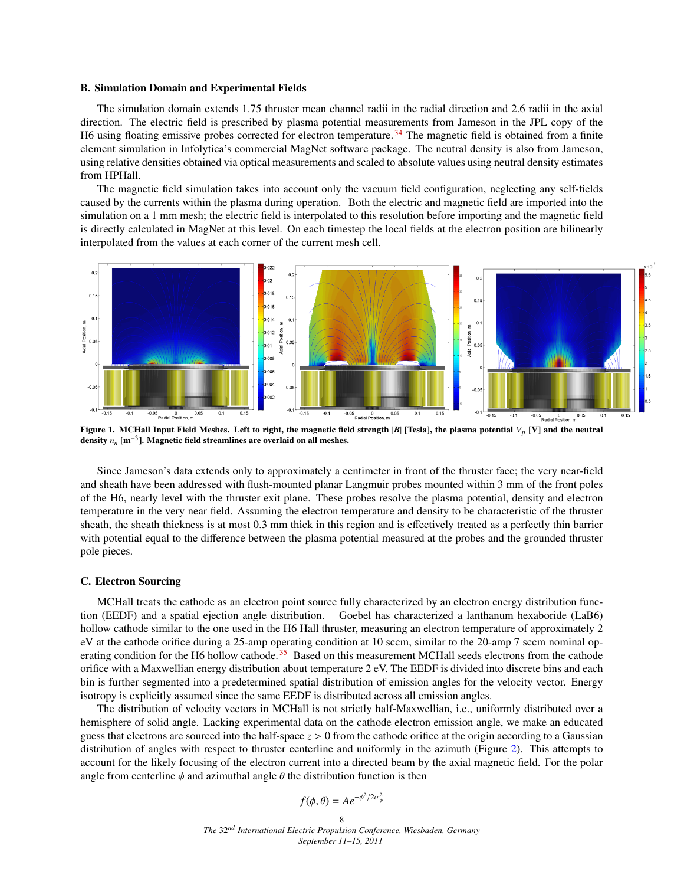### B. Simulation Domain and Experimental Fields

The simulation domain extends 1.75 thruster mean channel radii in the radial direction and 2.6 radii in the axial direction. The electric field is prescribed by plasma potential measurements from Jameson in the JPL copy of the H6 using floating emissive probes corrected for electron temperature.[34] The magnetic field is obtained from a finite element simulation in Infolytica's commercial MagNet software package. The neutral density is also from Jameson, using relative densities obtained via optical measurements and scaled to absolute values using neutral density estimates from HPHall.

The magnetic field simulation takes into account only the vacuum field configuration, neglecting any self-fields caused by the currents within the plasma during operation. Both the electric and magnetic field are imported into the simulation on a 1 mm mesh; the electric field is interpolated to this resolution before importing and the magnetic field is directly calculated in MagNet at this level. On each timestep the local fields at the electron position are bilinearly interpolated from the values at each corner of the current mesh cell.

**Figure 1. MCHall Input Field Meshes. Left to right, the magnetic field strength $|B|$ [Tesla], the plasma potential $V_p$ [V] and the neutral density $n_n$ [m$^{-3}$]. Magnetic field streamlines are overlaid on all meshes.**

Since Jameson's data extends only to approximately a centimeter in front of the thruster face; the very near-field and sheath have been addressed with flush-mounted planar Langmuir probes mounted within 3 mm of the front poles of the H6, nearly level with the thruster exit plane. These probes resolve the plasma potential, density and electron temperature in the very near field. Assuming the electron temperature and density to be characteristic of the thruster sheath, the sheath thickness is at most 0.3 mm thick in this region and is effectively treated as a perfectly thin barrier with potential equal to the difference between the plasma potential measured at the probes and the grounded thruster pole pieces.

### C. Electron Sourcing

MCHall treats the cathode as an electron point source fully characterized by an electron energy distribution function (EEDF) and a spatial ejection angle distribution. Goebel has characterized a lanthanum hexaboride (LaB6) hollow cathode similar to the one used in the H6 Hall thruster, measuring an electron temperature of approximately 2 eV at the cathode orifice during a 25-amp operating condition at 10 sccm, similar to the 20-amp 7 sccm nominal operating condition for the H6 hollow cathode.[35] Based on this measurement MCHall seeds electrons from the cathode orifice with a Maxwellian energy distribution about temperature 2 eV. The EEDF is divided into discrete bins and each bin is further segmented into a predetermined spatial distribution of emission angles for the velocity vector. Energy isotropy is explicitly assumed since the same EEDF is distributed across all emission angles.

The distribution of velocity vectors in MCHall is not strictly half-Maxwellian, i.e., uniformly distributed over a hemisphere of solid angle. Lacking experimental data on the cathode electron emission angle, we make an educated guess that electrons are sourced into the half-space $z > 0$ from the cathode orifice at the origin according to a Gaussian distribution of angles with respect to thruster centerline and uniformly in the azimuth (Figure 2). This attempts to account for the likely focusing of the electron current into a directed beam by the axial magnetic field. For the polar angle from centerline $\phi$ and azimuthal angle $\theta$ the distribution function is then

$$f(\phi, \theta) = Ae^{-\phi^2/2\sigma_\phi^2}$$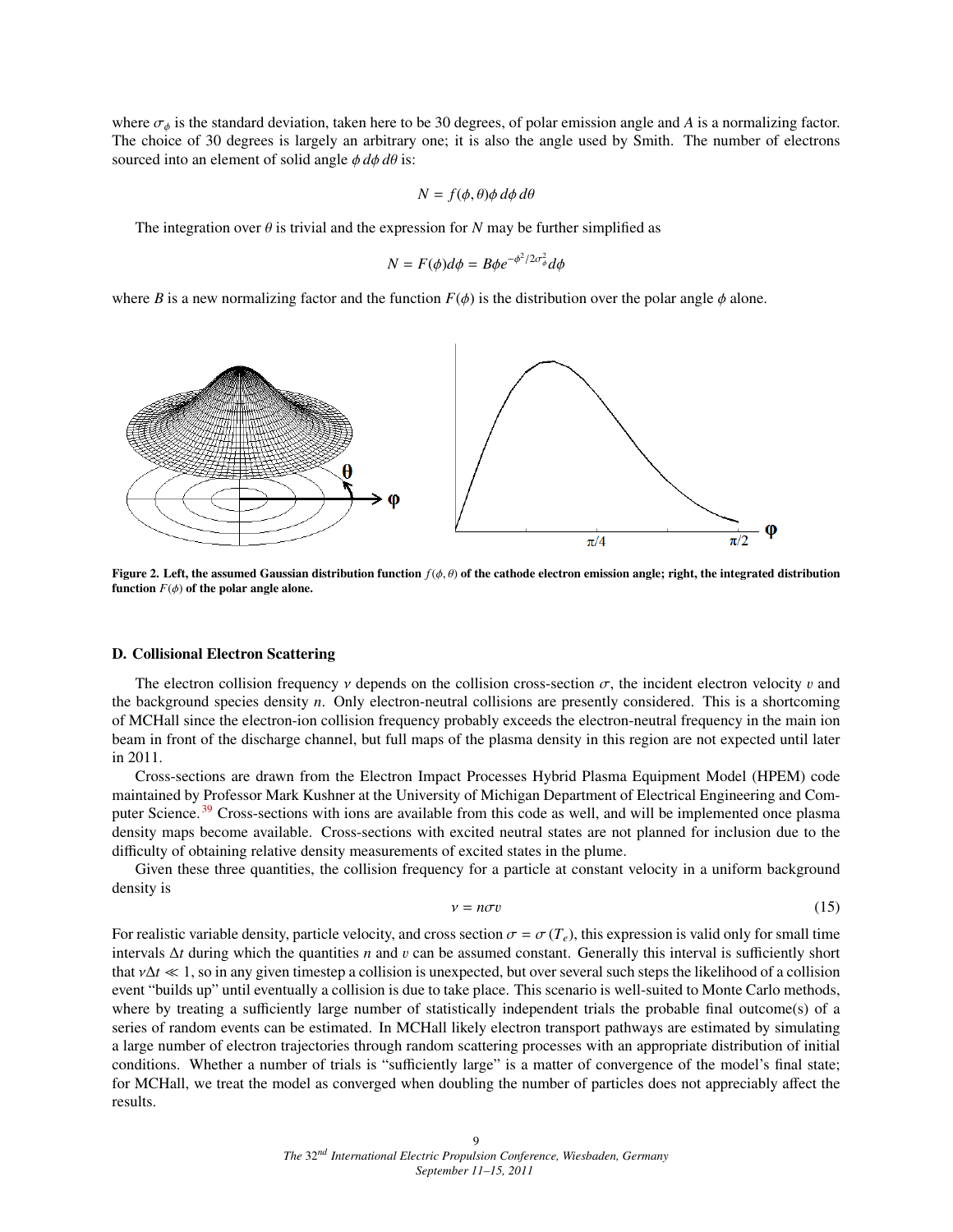where $\sigma_\phi$ is the standard deviation, taken here to be 30 degrees, of polar emission angle and $A$ is a normalizing factor. The choice of 30 degrees is largely an arbitrary one; it is also the angle used by Smith. The number of electrons sourced into an element of solid angle $\phi\, d\phi\, d\theta$ is:

$$N = f(\phi, \theta)\phi\, d\phi\, d\theta$$

The integration over $\theta$ is trivial and the expression for $N$ may be further simplified as

$$N = F(\phi)d\phi = B\phi e^{-\phi^2/2\sigma_\phi^2} d\phi$$

where $B$ is a new normalizing factor and the function $F(\phi)$ is the distribution over the polar angle $\phi$ alone.

**Figure 2. Left, the assumed Gaussian distribution function $f(\phi, \theta)$ of the cathode electron emission angle; right, the integrated distribution function $F(\phi)$ of the polar angle alone.**

### D. Collisional Electron Scattering

The electron collision frequency $\nu$ depends on the collision cross-section $\sigma$, the incident electron velocity $v$ and the background species density $n$. Only electron-neutral collisions are presently considered. This is a shortcoming of MCHall since the electron-ion collision frequency probably exceeds the electron-neutral frequency in the main ion beam in front of the discharge channel, but full maps of the plasma density in this region are not expected until later in 2011.

Cross-sections are drawn from the Electron Impact Processes Hybrid Plasma Equipment Model (HPEM) code maintained by Professor Mark Kushner at the University of Michigan Department of Electrical Engineering and Computer Science.[39] Cross-sections with ions are available from this code as well, and will be implemented once plasma density maps become available. Cross-sections with excited neutral states are not planned for inclusion due to the difficulty of obtaining relative density measurements of excited states in the plume.

Given these three quantities, the collision frequency for a particle at constant velocity in a uniform background density is

$$\nu = n\sigma v \tag{15}$$

For realistic variable density, particle velocity, and cross section $\sigma = \sigma(T_e)$, this expression is valid only for small time intervals $\Delta t$ during which the quantities $n$ and $v$ can be assumed constant. Generally this interval is sufficiently short that $\nu\Delta t \ll 1$, so in any given timestep a collision is unexpected, but over several such steps the likelihood of a collision event "builds up" until eventually a collision is due to take place. This scenario is well-suited to Monte Carlo methods, where by treating a sufficiently large number of statistically independent trials the probable final outcome(s) of a series of random events can be estimated. In MCHall likely electron transport pathways are estimated by simulating a large number of electron trajectories through random scattering processes with an appropriate distribution of initial conditions. Whether a number of trials is "sufficiently large" is a matter of convergence of the model's final state; for MCHall, we treat the model as converged when doubling the number of particles does not appreciably affect the results.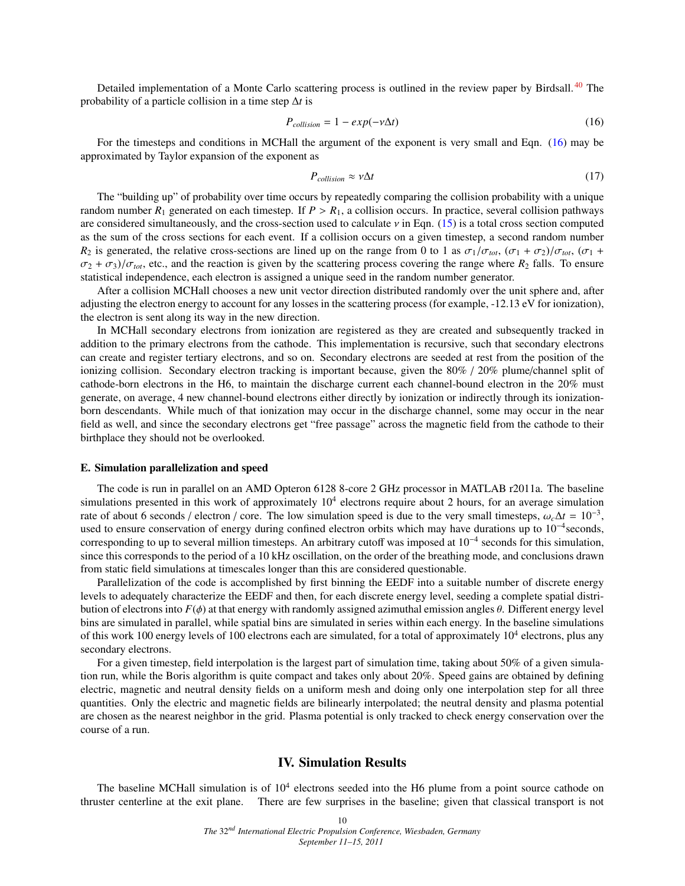Detailed implementation of a Monte Carlo scattering process is outlined in the review paper by Birdsall.[40] The probability of a particle collision in a time step $\Delta t$ is

$$P_{collision} = 1 - exp(-\nu\Delta t) \tag{16}$$

For the timesteps and conditions in MCHall the argument of the exponent is very small and Eqn. (16) may be approximated by Taylor expansion of the exponent as

$$P_{collision} \approx \nu\Delta t \tag{17}$$

The "building up" of probability over time occurs by repeatedly comparing the collision probability with a unique random number $R_1$ generated on each timestep. If $P > R_1$, a collision occurs. In practice, several collision pathways are considered simultaneously, and the cross-section used to calculate $\nu$ in Eqn. (15) is a total cross section computed as the sum of the cross sections for each event. If a collision occurs on a given timestep, a second random number $R_2$ is generated, the relative cross-sections are lined up on the range from 0 to 1 as $\sigma_1/\sigma_{tot}$, $(\sigma_1 + \sigma_2)/\sigma_{tot}$, $(\sigma_1 + \sigma_2 + \sigma_3)/\sigma_{tot}$, etc., and the reaction is given by the scattering process covering the range where $R_2$ falls. To ensure statistical independence, each electron is assigned a unique seed in the random number generator.

After a collision MCHall chooses a new unit vector direction distributed randomly over the unit sphere and, after adjusting the electron energy to account for any losses in the scattering process (for example, -12.13 eV for ionization), the electron is sent along its way in the new direction.

In MCHall secondary electrons from ionization are registered as they are created and subsequently tracked in addition to the primary electrons from the cathode. This implementation is recursive, such that secondary electrons can create and register tertiary electrons, and so on. Secondary electrons are seeded at rest from the position of the ionizing collision. Secondary electron tracking is important because, given the 80% / 20% plume/channel split of cathode-born electrons in the H6, to maintain the discharge current each channel-bound electron in the 20% must generate, on average, 4 new channel-bound electrons either directly by ionization or indirectly through its ionization-born descendants. While much of that ionization may occur in the discharge channel, some may occur in the near field as well, and since the secondary electrons get "free passage" across the magnetic field from the cathode to their birthplace they should not be overlooked.

### E. Simulation parallelization and speed

The code is run in parallel on an AMD Opteron 6128 8-core 2 GHz processor in MATLAB r2011a. The baseline simulations presented in this work of approximately $10^4$ electrons require about 2 hours, for an average simulation rate of about 6 seconds / electron / core. The low simulation speed is due to the very small timesteps, $\omega_c\Delta t = 10^{-3}$, used to ensure conservation of energy during confined electron orbits which may have durations up to $10^{-4}$seconds, corresponding to up to several million timesteps. An arbitrary cutoff was imposed at $10^{-4}$ seconds for this simulation, since this corresponds to the period of a 10 kHz oscillation, on the order of the breathing mode, and conclusions drawn from static field simulations at timescales longer than this are considered questionable.

Parallelization of the code is accomplished by first binning the EEDF into a suitable number of discrete energy levels to adequately characterize the EEDF and then, for each discrete energy level, seeding a complete spatial distribution of electrons into $F(\phi)$ at that energy with randomly assigned azimuthal emission angles $\theta$. Different energy level bins are simulated in parallel, while spatial bins are simulated in series within each energy. In the baseline simulations of this work 100 energy levels of 100 electrons each are simulated, for a total of approximately $10^4$ electrons, plus any secondary electrons.

For a given timestep, field interpolation is the largest part of simulation time, taking about 50% of a given simulation run, while the Boris algorithm is quite compact and takes only about 20%. Speed gains are obtained by defining electric, magnetic and neutral density fields on a uniform mesh and doing only one interpolation step for all three quantities. Only the electric and magnetic fields are bilinearly interpolated; the neutral density and plasma potential are chosen as the nearest neighbor in the grid. Plasma potential is only tracked to check energy conservation over the course of a run.

## IV. Simulation Results

The baseline MCHall simulation is of $10^4$ electrons seeded into the H6 plume from a point source cathode on thruster centerline at the exit plane. There are few surprises in the baseline; given that classical transport is not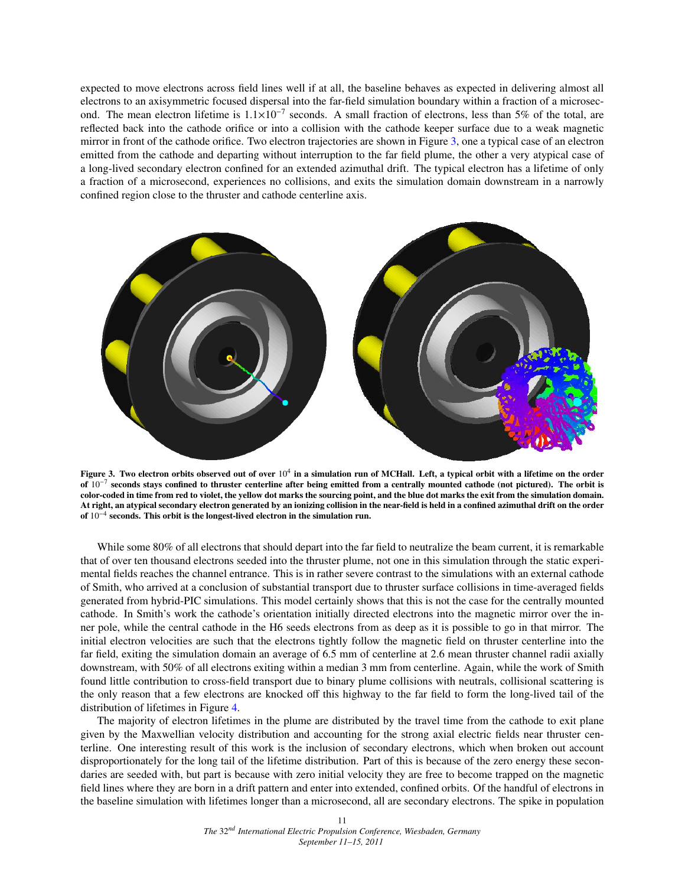expected to move electrons across field lines well if at all, the baseline behaves as expected in delivering almost all electrons to an axisymmetric focused dispersal into the far-field simulation boundary within a fraction of a microsecond. The mean electron lifetime is $1.1 \times 10^{-7}$ seconds. A small fraction of electrons, less than 5% of the total, are reflected back into the cathode orifice or into a collision with the cathode keeper surface due to a weak magnetic mirror in front of the cathode orifice. Two electron trajectories are shown in Figure 3, one a typical case of an electron emitted from the cathode and departing without interruption to the far field plume, the other a very atypical case of a long-lived secondary electron confined for an extended azimuthal drift. The typical electron has a lifetime of only a fraction of a microsecond, experiences no collisions, and exits the simulation domain downstream in a narrowly confined region close to the thruster and cathode centerline axis.

**Figure 3. Two electron orbits observed out of over $10^4$ in a simulation run of MCHall. Left, a typical orbit with a lifetime on the order of $10^{-7}$ seconds stays confined to thruster centerline after being emitted from a centrally mounted cathode (not pictured). The orbit is color-coded in time from red to violet, the yellow dot marks the sourcing point, and the blue dot marks the exit from the simulation domain. At right, an atypical secondary electron generated by an ionizing collision in the near-field is held in a confined azimuthal drift on the order of $10^{-4}$ seconds. This orbit is the longest-lived electron in the simulation run.**

While some 80% of all electrons that should depart into the far field to neutralize the beam current, it is remarkable that of over ten thousand electrons seeded into the thruster plume, not one in this simulation through the static experimental fields reaches the channel entrance. This is in rather severe contrast to the simulations with an external cathode of Smith, who arrived at a conclusion of substantial transport due to thruster surface collisions in time-averaged fields generated from hybrid-PIC simulations. This model certainly shows that this is not the case for the centrally mounted cathode. In Smith's work the cathode's orientation initially directed electrons into the magnetic mirror over the inner pole, while the central cathode in the H6 seeds electrons from as deep as it is possible to go in that mirror. The initial electron velocities are such that the electrons tightly follow the magnetic field on thruster centerline into the far field, exiting the simulation domain an average of 6.5 mm of centerline at 2.6 mean thruster channel radii axially downstream, with 50% of all electrons exiting within a median 3 mm from centerline. Again, while the work of Smith found little contribution to cross-field transport due to binary plume collisions with neutrals, collisional scattering is the only reason that a few electrons are knocked off this highway to the far field to form the long-lived tail of the distribution of lifetimes in Figure 4.

The majority of electron lifetimes in the plume are distributed by the travel time from the cathode to exit plane given by the Maxwellian velocity distribution and accounting for the strong axial electric fields near thruster centerline. One interesting result of this work is the inclusion of secondary electrons, which when broken out account disproportionately for the long tail of the lifetime distribution. Part of this is because of the zero energy these secondaries are seeded with, but part is because with zero initial velocity they are free to become trapped on the magnetic field lines where they are born in a drift pattern and enter into extended, confined orbits. Of the handful of electrons in the baseline simulation with lifetimes longer than a microsecond, all are secondary electrons. The spike in population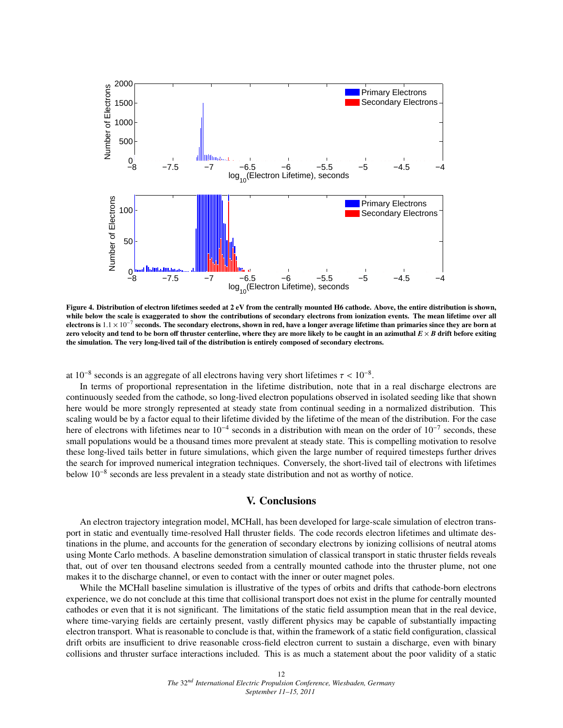Figure 4. Distribution of electron lifetimes seeded at 2 eV from the centrally mounted H6 cathode. Above, the entire distribution is shown, while below the scale is exaggerated to show the contributions of secondary electrons from ionization events. The mean lifetime over all electrons is $1.1 \times 10^{-7}$ seconds. The secondary electrons, shown in red, have a longer average lifetime than primaries since they are born at zero velocity and tend to be born off thruster centerline, where they are more likely to be caught in an azimuthal $E \times B$ drift before exiting the simulation. The very long-lived tail of the distribution is entirely composed of secondary electrons.

at $10^{-8}$ seconds is an aggregate of all electrons having very short lifetimes $\tau < 10^{-8}$.

In terms of proportional representation in the lifetime distribution, note that in a real discharge electrons are continuously seeded from the cathode, so long-lived electron populations observed in isolated seeding like that shown here would be more strongly represented at steady state from continual seeding in a normalized distribution. This scaling would be by a factor equal to their lifetime divided by the lifetime of the mean of the distribution. For the case here of electrons with lifetimes near to $10^{-4}$ seconds in a distribution with mean on the order of $10^{-7}$ seconds, these small populations would be a thousand times more prevalent at steady state. This is compelling motivation to resolve these long-lived tails better in future simulations, which given the large number of required timesteps further drives the search for improved numerical integration techniques. Conversely, the short-lived tail of electrons with lifetimes below $10^{-8}$ seconds are less prevalent in a steady state distribution and not as worthy of notice.

## V. Conclusions

An electron trajectory integration model, MCHall, has been developed for large-scale simulation of electron transport in static and eventually time-resolved Hall thruster fields. The code records electron lifetimes and ultimate destinations in the plume, and accounts for the generation of secondary electrons by ionizing collisions of neutral atoms using Monte Carlo methods. A baseline demonstration simulation of classical transport in static thruster fields reveals that, out of over ten thousand electrons seeded from a centrally mounted cathode into the thruster plume, not one makes it to the discharge channel, or even to contact with the inner or outer magnet poles.

While the MCHall baseline simulation is illustrative of the types of orbits and drifts that cathode-born electrons experience, we do not conclude at this time that collisional transport does not exist in the plume for centrally mounted cathodes or even that it is not significant. The limitations of the static field assumption mean that in the real device, where time-varying fields are certainly present, vastly different physics may be capable of substantially impacting electron transport. What is reasonable to conclude is that, within the framework of a static field configuration, classical drift orbits are insufficient to drive reasonable cross-field electron current to sustain a discharge, even with binary collisions and thruster surface interactions included. This is as much a statement about the poor validity of a static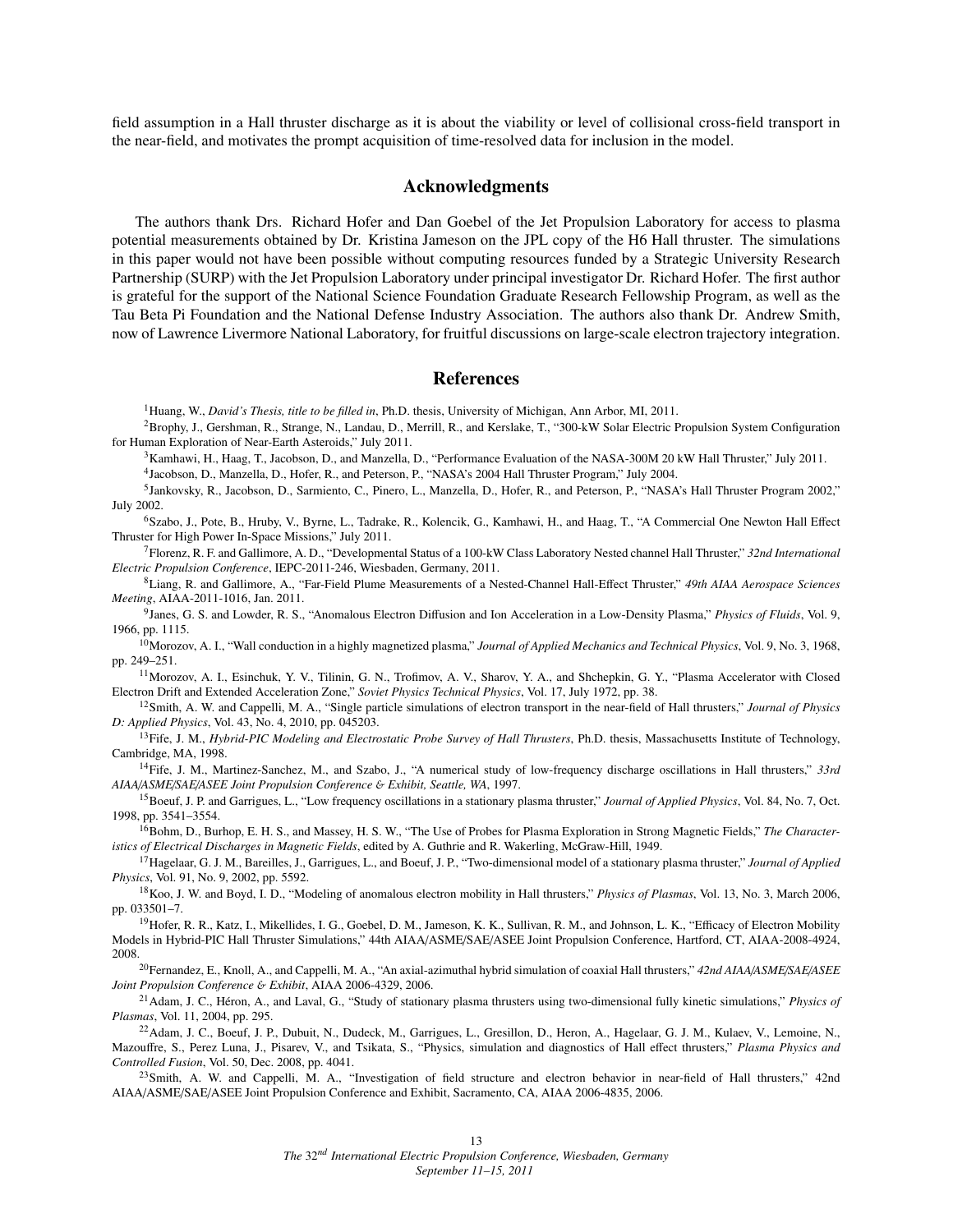field assumption in a Hall thruster discharge as it is about the viability or level of collisional cross-field transport in the near-field, and motivates the prompt acquisition of time-resolved data for inclusion in the model.

## Acknowledgments

The authors thank Drs. Richard Hofer and Dan Goebel of the Jet Propulsion Laboratory for access to plasma potential measurements obtained by Dr. Kristina Jameson on the JPL copy of the H6 Hall thruster. The simulations in this paper would not have been possible without computing resources funded by a Strategic University Research Partnership (SURP) with the Jet Propulsion Laboratory under principal investigator Dr. Richard Hofer. The first author is grateful for the support of the National Science Foundation Graduate Research Fellowship Program, as well as the Tau Beta Pi Foundation and the National Defense Industry Association. The authors also thank Dr. Andrew Smith, now of Lawrence Livermore National Laboratory, for fruitful discussions on large-scale electron trajectory integration.

## References

[1] Huang, W., *David's Thesis, title to be filled in*, Ph.D. thesis, University of Michigan, Ann Arbor, MI, 2011.

[2] Brophy, J., Gershman, R., Strange, N., Landau, D., Merrill, R., and Kerslake, T., "300-kW Solar Electric Propulsion System Configuration for Human Exploration of Near-Earth Asteroids," July 2011.

[3] Kamhawi, H., Haag, T., Jacobson, D., and Manzella, D., "Performance Evaluation of the NASA-300M 20 kW Hall Thruster," July 2011.

[4] Jacobson, D., Manzella, D., Hofer, R., and Peterson, P., "NASA's 2004 Hall Thruster Program," July 2004.

[5] Jankovsky, R., Jacobson, D., Sarmiento, C., Pinero, L., Manzella, D., Hofer, R., and Peterson, P., "NASA's Hall Thruster Program 2002," July 2002.

[6] Szabo, J., Pote, B., Hruby, V., Byrne, L., Tadrake, R., Kolencik, G., Kamhawi, H., and Haag, T., "A Commercial One Newton Hall Effect Thruster for High Power In-Space Missions," July 2011.

[7] Florenz, R. F. and Gallimore, A. D., "Developmental Status of a 100-kW Class Laboratory Nested channel Hall Thruster," *32nd International Electric Propulsion Conference*, IEPC-2011-246, Wiesbaden, Germany, 2011.

[8] Liang, R. and Gallimore, A., "Far-Field Plume Measurements of a Nested-Channel Hall-Effect Thruster," *49th AIAA Aerospace Sciences Meeting*, AIAA-2011-1016, Jan. 2011.

[9] Janes, G. S. and Lowder, R. S., "Anomalous Electron Diffusion and Ion Acceleration in a Low-Density Plasma," *Physics of Fluids*, Vol. 9, 1966, pp. 1115.

[10] Morozov, A. I., "Wall conduction in a highly magnetized plasma," *Journal of Applied Mechanics and Technical Physics*, Vol. 9, No. 3, 1968, pp. 249–251.

[11] Morozov, A. I., Esinchuk, Y. V., Tilinin, G. N., Trofimov, A. V., Sharov, Y. A., and Shchepkin, G. Y., "Plasma Accelerator with Closed Electron Drift and Extended Acceleration Zone," *Soviet Physics Technical Physics*, Vol. 17, July 1972, pp. 38.

[12] Smith, A. W. and Cappelli, M. A., "Single particle simulations of electron transport in the near-field of Hall thrusters," *Journal of Physics D: Applied Physics*, Vol. 43, No. 4, 2010, pp. 045203.

[13] Fife, J. M., *Hybrid-PIC Modeling and Electrostatic Probe Survey of Hall Thrusters*, Ph.D. thesis, Massachusetts Institute of Technology, Cambridge, MA, 1998.

[14] Fife, J. M., Martinez-Sanchez, M., and Szabo, J., "A numerical study of low-frequency discharge oscillations in Hall thrusters," *33rd AIAA/ASME/SAE/ASEE Joint Propulsion Conference & Exhibit, Seattle, WA*, 1997.

[15] Boeuf, J. P. and Garrigues, L., "Low frequency oscillations in a stationary plasma thruster," *Journal of Applied Physics*, Vol. 84, No. 7, Oct. 1998, pp. 3541–3554.

[16] Bohm, D., Burhop, E. H. S., and Massey, H. S. W., "The Use of Probes for Plasma Exploration in Strong Magnetic Fields," *The Characteristics of Electrical Discharges in Magnetic Fields*, edited by A. Guthrie and R. Wakerling, McGraw-Hill, 1949.

[17] Hagelaar, G. J. M., Bareilles, J., Garrigues, L., and Boeuf, J. P., "Two-dimensional model of a stationary plasma thruster," *Journal of Applied Physics*, Vol. 91, No. 9, 2002, pp. 5592.

[18] Koo, J. W. and Boyd, I. D., "Modeling of anomalous electron mobility in Hall thrusters," *Physics of Plasmas*, Vol. 13, No. 3, March 2006, pp. 033501–7.

[19] Hofer, R. R., Katz, I., Mikellides, I. G., Goebel, D. M., Jameson, K. K., Sullivan, R. M., and Johnson, L. K., "Efficacy of Electron Mobility Models in Hybrid-PIC Hall Thruster Simulations," 44th AIAA/ASME/SAE/ASEE Joint Propulsion Conference, Hartford, CT, AIAA-2008-4924, 2008.

[20] Fernandez, E., Knoll, A., and Cappelli, M. A., "An axial-azimuthal hybrid simulation of coaxial Hall thrusters," *42nd AIAA/ASME/SAE/ASEE Joint Propulsion Conference & Exhibit*, AIAA 2006-4329, 2006.

[21] Adam, J. C., Héron, A., and Laval, G., "Study of stationary plasma thrusters using two-dimensional fully kinetic simulations," *Physics of Plasmas*, Vol. 11, 2004, pp. 295.

[22] Adam, J. C., Boeuf, J. P., Dubuit, N., Dudeck, M., Garrigues, L., Gresillon, D., Heron, A., Hagelaar, G. J. M., Kulaev, V., Lemoine, N., Mazouffre, S., Perez Luna, J., Pisarev, V., and Tsikata, S., "Physics, simulation and diagnostics of Hall effect thrusters," *Plasma Physics and Controlled Fusion*, Vol. 50, Dec. 2008, pp. 4041.

[23] Smith, A. W. and Cappelli, M. A., "Investigation of field structure and electron behavior in near-field of Hall thrusters," 42nd AIAA/ASME/SAE/ASEE Joint Propulsion Conference and Exhibit, Sacramento, CA, AIAA 2006-4835, 2006.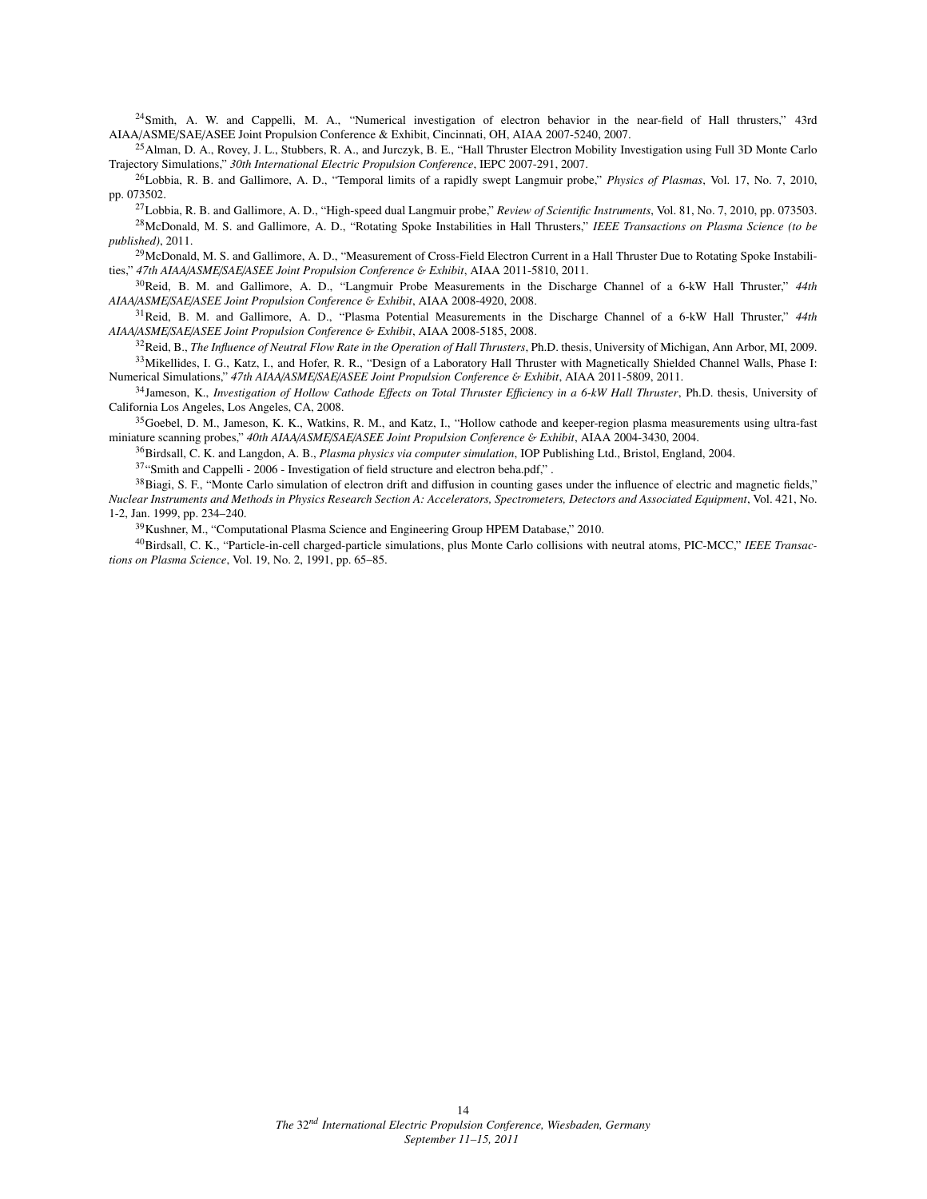[24]Smith, A. W. and Cappelli, M. A., "Numerical investigation of electron behavior in the near-field of Hall thrusters," 43rd AIAA/ASME/SAE/ASEE Joint Propulsion Conference & Exhibit, Cincinnati, OH, AIAA 2007-5240, 2007.

[25]Alman, D. A., Rovey, J. L., Stubbers, R. A., and Jurczyk, B. E., "Hall Thruster Electron Mobility Investigation using Full 3D Monte Carlo Trajectory Simulations," *30th International Electric Propulsion Conference*, IEPC 2007-291, 2007.

[26]Lobbia, R. B. and Gallimore, A. D., "Temporal limits of a rapidly swept Langmuir probe," *Physics of Plasmas*, Vol. 17, No. 7, 2010, pp. 073502.

[27]Lobbia, R. B. and Gallimore, A. D., "High-speed dual Langmuir probe," *Review of Scientific Instruments*, Vol. 81, No. 7, 2010, pp. 073503.

[28]McDonald, M. S. and Gallimore, A. D., "Rotating Spoke Instabilities in Hall Thrusters," *IEEE Transactions on Plasma Science (to be published)*, 2011.

[29]McDonald, M. S. and Gallimore, A. D., "Measurement of Cross-Field Electron Current in a Hall Thruster Due to Rotating Spoke Instabilities," *47th AIAA/ASME/SAE/ASEE Joint Propulsion Conference & Exhibit*, AIAA 2011-5810, 2011.

[30]Reid, B. M. and Gallimore, A. D., "Langmuir Probe Measurements in the Discharge Channel of a 6-kW Hall Thruster," *44th AIAA/ASME/SAE/ASEE Joint Propulsion Conference & Exhibit*, AIAA 2008-4920, 2008.

[31]Reid, B. M. and Gallimore, A. D., "Plasma Potential Measurements in the Discharge Channel of a 6-kW Hall Thruster," *44th AIAA/ASME/SAE/ASEE Joint Propulsion Conference & Exhibit*, AIAA 2008-5185, 2008.

[32]Reid, B., *The Influence of Neutral Flow Rate in the Operation of Hall Thrusters*, Ph.D. thesis, University of Michigan, Ann Arbor, MI, 2009.

[33]Mikellides, I. G., Katz, I., and Hofer, R. R., "Design of a Laboratory Hall Thruster with Magnetically Shielded Channel Walls, Phase I: Numerical Simulations," *47th AIAA/ASME/SAE/ASEE Joint Propulsion Conference & Exhibit*, AIAA 2011-5809, 2011.

[34]Jameson, K., *Investigation of Hollow Cathode Effects on Total Thruster Efficiency in a 6-kW Hall Thruster*, Ph.D. thesis, University of California Los Angeles, Los Angeles, CA, 2008.

[35]Goebel, D. M., Jameson, K. K., Watkins, R. M., and Katz, I., "Hollow cathode and keeper-region plasma measurements using ultra-fast miniature scanning probes," *40th AIAA/ASME/SAE/ASEE Joint Propulsion Conference & Exhibit*, AIAA 2004-3430, 2004.

[36]Birdsall, C. K. and Langdon, A. B., *Plasma physics via computer simulation*, IOP Publishing Ltd., Bristol, England, 2004.

[37]"Smith and Cappelli - 2006 - Investigation of field structure and electron beha.pdf," .

[38]Biagi, S. F., "Monte Carlo simulation of electron drift and diffusion in counting gases under the influence of electric and magnetic fields," *Nuclear Instruments and Methods in Physics Research Section A: Accelerators, Spectrometers, Detectors and Associated Equipment*, Vol. 421, No. 1-2, Jan. 1999, pp. 234–240.

[39]Kushner, M., "Computational Plasma Science and Engineering Group HPEM Database," 2010.

[40]Birdsall, C. K., "Particle-in-cell charged-particle simulations, plus Monte Carlo collisions with neutral atoms, PIC-MCC," *IEEE Transactions on Plasma Science*, Vol. 19, No. 2, 1991, pp. 65–85.